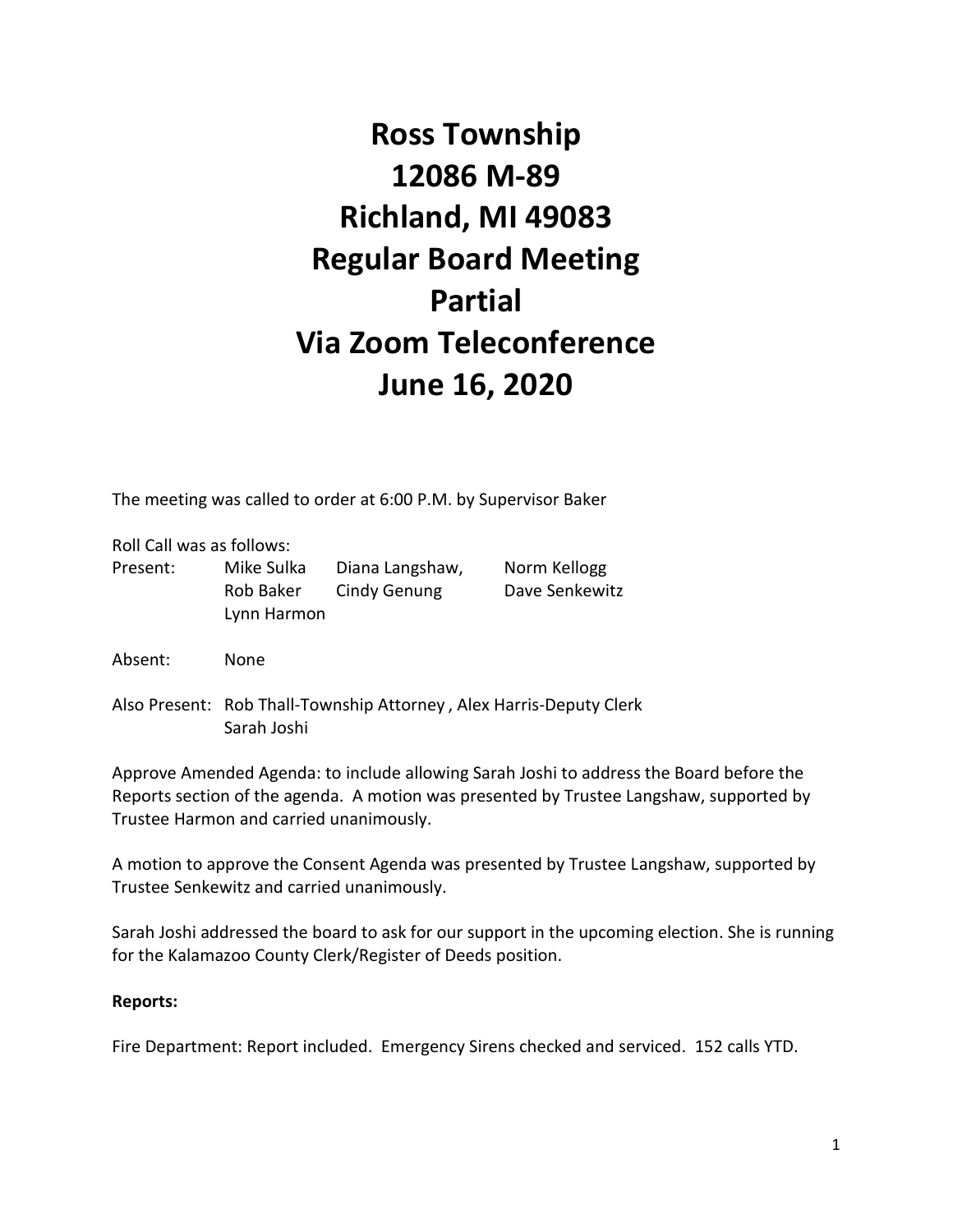# Ross Township
# 12086 M-89
# Richland, MI 49083
# Regular Board Meeting
# Partial
# Via Zoom Teleconference
# June 16, 2020

The meeting was called to order at 6:00 P.M. by Supervisor Baker

Roll Call was as follows:

| | | | |
|---|---|---|---|
| Present: | Mike Sulka | Diana Langshaw, | Norm Kellogg |
| | Rob Baker | Cindy Genung | Dave Senkewitz |
| | Lynn Harmon | | |

Absent: None

Also Present: Rob Thall-Township Attorney , Alex Harris-Deputy Clerk
Sarah Joshi

Approve Amended Agenda: to include allowing Sarah Joshi to address the Board before the Reports section of the agenda. A motion was presented by Trustee Langshaw, supported by Trustee Harmon and carried unanimously.

A motion to approve the Consent Agenda was presented by Trustee Langshaw, supported by Trustee Senkewitz and carried unanimously.

Sarah Joshi addressed the board to ask for our support in the upcoming election. She is running for the Kalamazoo County Clerk/Register of Deeds position.

**Reports:**

Fire Department: Report included. Emergency Sirens checked and serviced. 152 calls YTD.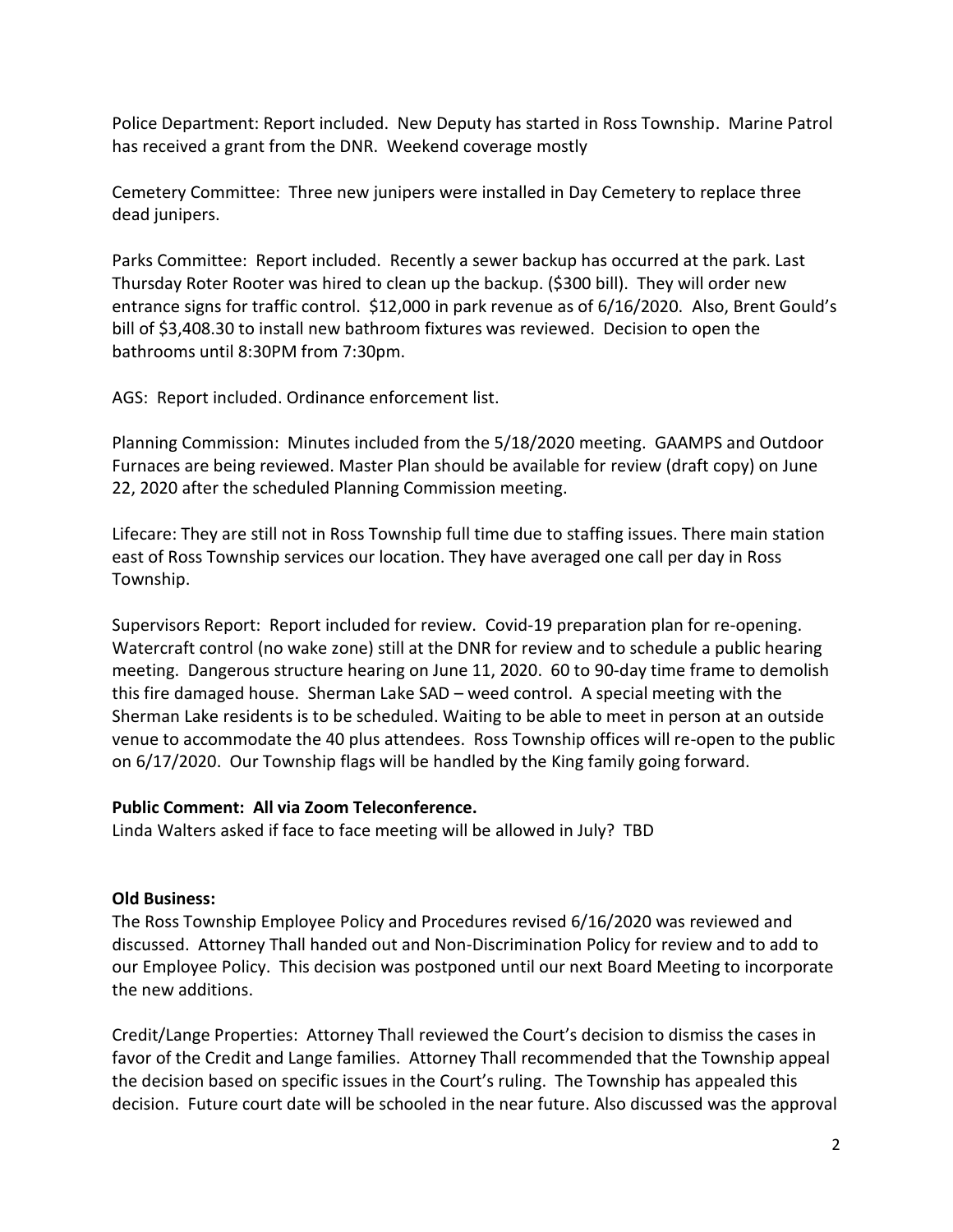Police Department: Report included. New Deputy has started in Ross Township. Marine Patrol has received a grant from the DNR. Weekend coverage mostly

Cemetery Committee: Three new junipers were installed in Day Cemetery to replace three dead junipers.

Parks Committee: Report included. Recently a sewer backup has occurred at the park. Last Thursday Roter Rooter was hired to clean up the backup. ($300 bill). They will order new entrance signs for traffic control. $12,000 in park revenue as of 6/16/2020. Also, Brent Gould's bill of $3,408.30 to install new bathroom fixtures was reviewed. Decision to open the bathrooms until 8:30PM from 7:30pm.

AGS: Report included. Ordinance enforcement list.

Planning Commission: Minutes included from the 5/18/2020 meeting. GAAMPS and Outdoor Furnaces are being reviewed. Master Plan should be available for review (draft copy) on June 22, 2020 after the scheduled Planning Commission meeting.

Lifecare: They are still not in Ross Township full time due to staffing issues. There main station east of Ross Township services our location. They have averaged one call per day in Ross Township.

Supervisors Report: Report included for review. Covid-19 preparation plan for re-opening. Watercraft control (no wake zone) still at the DNR for review and to schedule a public hearing meeting. Dangerous structure hearing on June 11, 2020. 60 to 90-day time frame to demolish this fire damaged house. Sherman Lake SAD – weed control. A special meeting with the Sherman Lake residents is to be scheduled. Waiting to be able to meet in person at an outside venue to accommodate the 40 plus attendees. Ross Township offices will re-open to the public on 6/17/2020. Our Township flags will be handled by the King family going forward.

**Public Comment: All via Zoom Teleconference.**

Linda Walters asked if face to face meeting will be allowed in July? TBD

**Old Business:**

The Ross Township Employee Policy and Procedures revised 6/16/2020 was reviewed and discussed. Attorney Thall handed out and Non-Discrimination Policy for review and to add to our Employee Policy. This decision was postponed until our next Board Meeting to incorporate the new additions.

Credit/Lange Properties: Attorney Thall reviewed the Court's decision to dismiss the cases in favor of the Credit and Lange families. Attorney Thall recommended that the Township appeal the decision based on specific issues in the Court's ruling. The Township has appealed this decision. Future court date will be schooled in the near future. Also discussed was the approval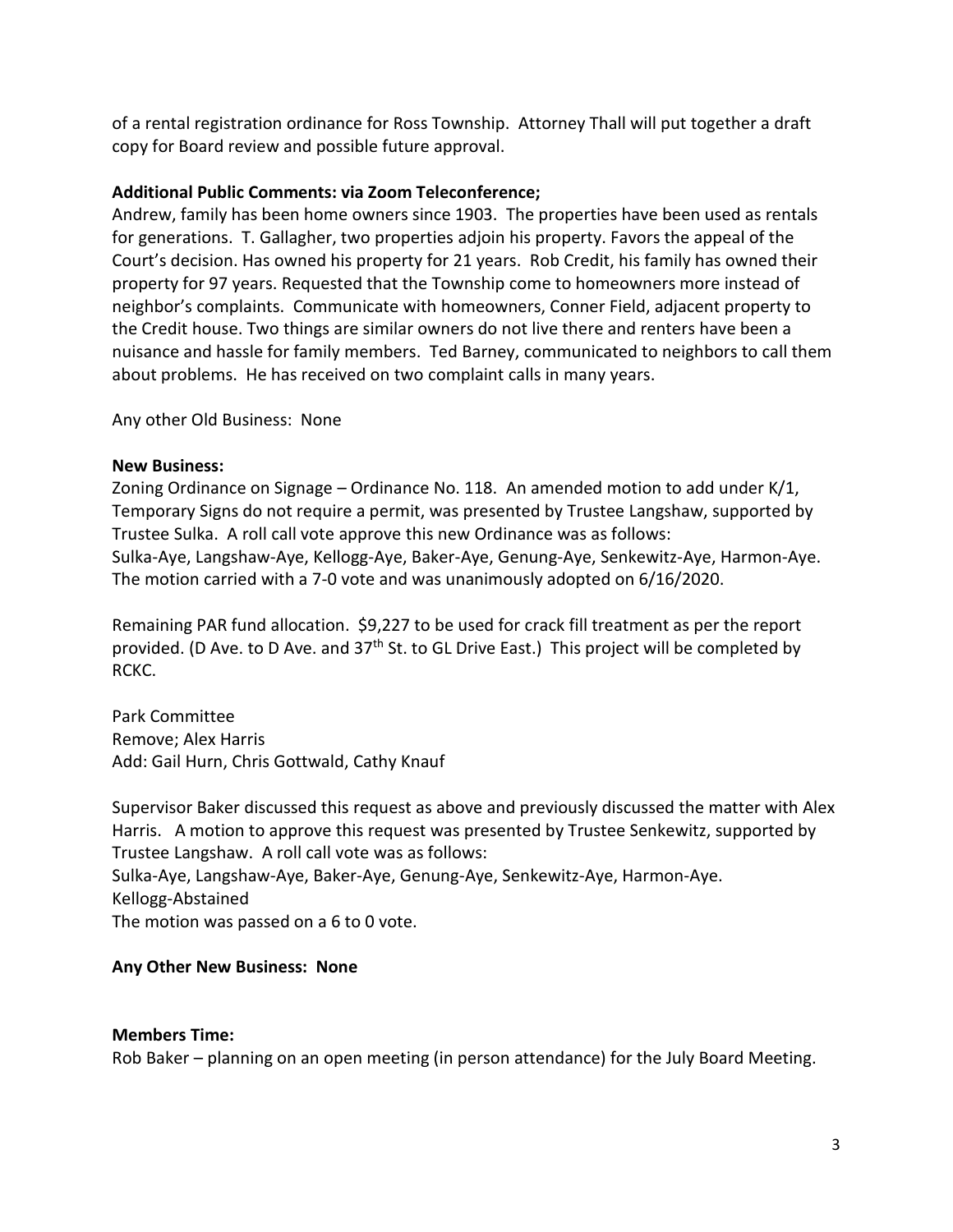of a rental registration ordinance for Ross Township. Attorney Thall will put together a draft copy for Board review and possible future approval.

**Additional Public Comments: via Zoom Teleconference;**

Andrew, family has been home owners since 1903. The properties have been used as rentals for generations. T. Gallagher, two properties adjoin his property. Favors the appeal of the Court's decision. Has owned his property for 21 years. Rob Credit, his family has owned their property for 97 years. Requested that the Township come to homeowners more instead of neighbor's complaints. Communicate with homeowners, Conner Field, adjacent property to the Credit house. Two things are similar owners do not live there and renters have been a nuisance and hassle for family members. Ted Barney, communicated to neighbors to call them about problems. He has received on two complaint calls in many years.

Any other Old Business: None

**New Business:**

Zoning Ordinance on Signage – Ordinance No. 118. An amended motion to add under K/1, Temporary Signs do not require a permit, was presented by Trustee Langshaw, supported by Trustee Sulka. A roll call vote approve this new Ordinance was as follows:
Sulka-Aye, Langshaw-Aye, Kellogg-Aye, Baker-Aye, Genung-Aye, Senkewitz-Aye, Harmon-Aye.
The motion carried with a 7-0 vote and was unanimously adopted on 6/16/2020.

Remaining PAR fund allocation. $9,227 to be used for crack fill treatment as per the report provided. (D Ave. to D Ave. and 37th St. to GL Drive East.) This project will be completed by RCKC.

Park Committee
Remove; Alex Harris
Add: Gail Hurn, Chris Gottwald, Cathy Knauf

Supervisor Baker discussed this request as above and previously discussed the matter with Alex Harris. A motion to approve this request was presented by Trustee Senkewitz, supported by Trustee Langshaw. A roll call vote was as follows:
Sulka-Aye, Langshaw-Aye, Baker-Aye, Genung-Aye, Senkewitz-Aye, Harmon-Aye.
Kellogg-Abstained
The motion was passed on a 6 to 0 vote.

**Any Other New Business: None**

**Members Time:**

Rob Baker – planning on an open meeting (in person attendance) for the July Board Meeting.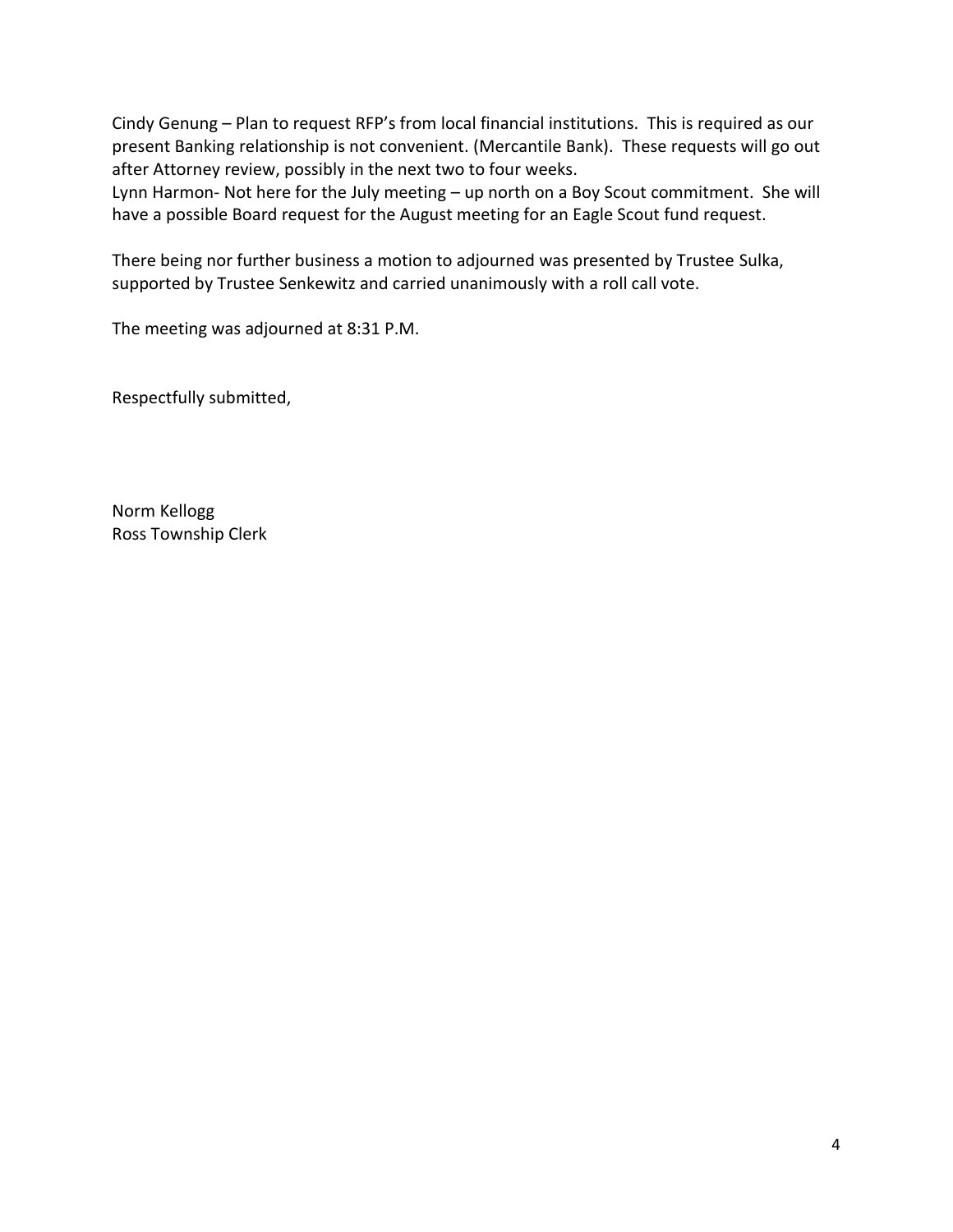Cindy Genung – Plan to request RFP's from local financial institutions. This is required as our present Banking relationship is not convenient. (Mercantile Bank). These requests will go out after Attorney review, possibly in the next two to four weeks.
Lynn Harmon- Not here for the July meeting – up north on a Boy Scout commitment. She will have a possible Board request for the August meeting for an Eagle Scout fund request.

There being nor further business a motion to adjourned was presented by Trustee Sulka, supported by Trustee Senkewitz and carried unanimously with a roll call vote.

The meeting was adjourned at 8:31 P.M.

Respectfully submitted,

Norm Kellogg
Ross Township Clerk